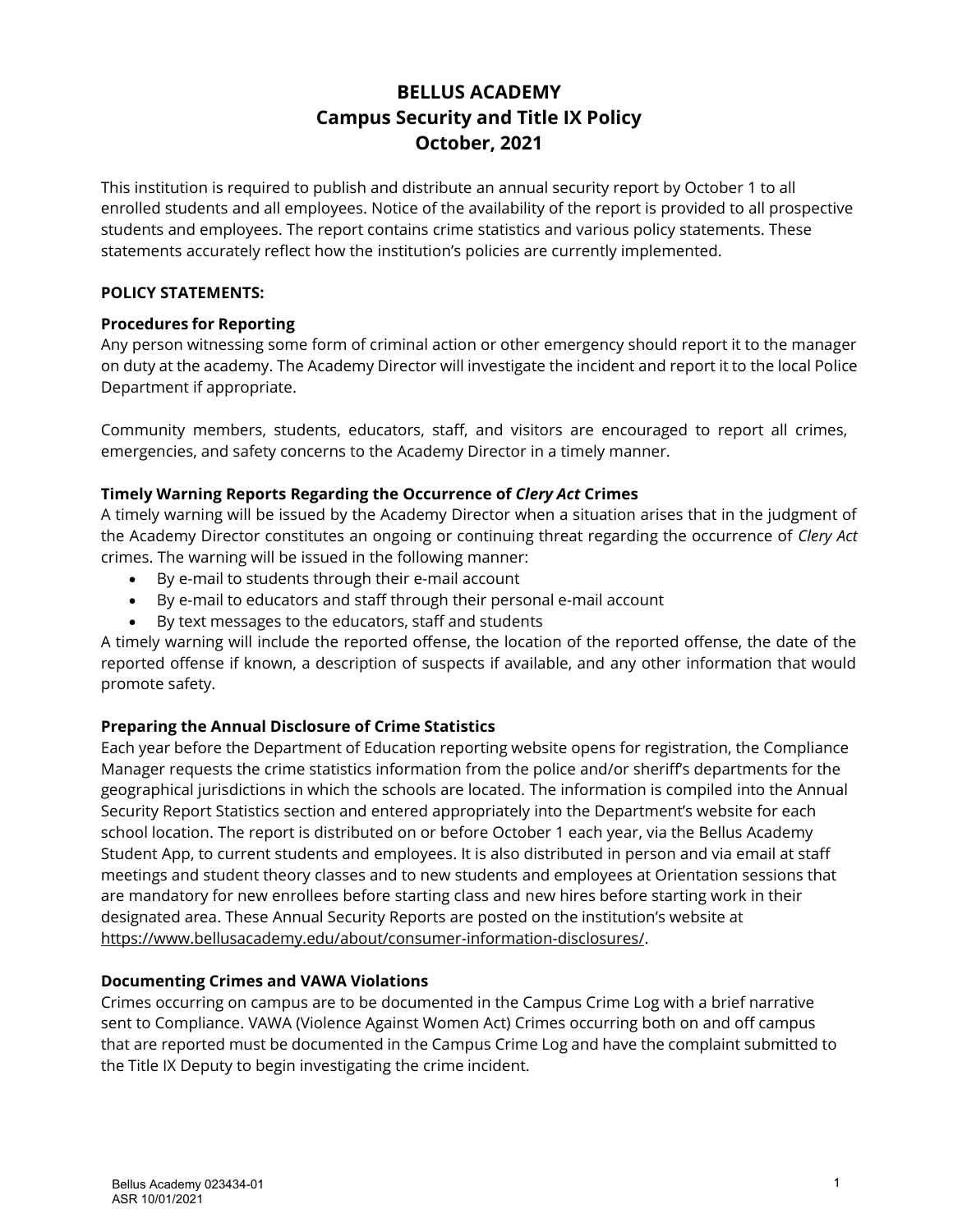# BELLUS ACADEMY
# Campus Security and Title IX Policy
# October, 2021

This institution is required to publish and distribute an annual security report by October 1 to all enrolled students and all employees. Notice of the availability of the report is provided to all prospective students and employees. The report contains crime statistics and various policy statements. These statements accurately reflect how the institution's policies are currently implemented.

## POLICY STATEMENTS:

### Procedures for Reporting

Any person witnessing some form of criminal action or other emergency should report it to the manager on duty at the academy. The Academy Director will investigate the incident and report it to the local Police Department if appropriate.

Community members, students, educators, staff, and visitors are encouraged to report all crimes, emergencies, and safety concerns to the Academy Director in a timely manner.

### Timely Warning Reports Regarding the Occurrence of *Clery Act* Crimes

A timely warning will be issued by the Academy Director when a situation arises that in the judgment of the Academy Director constitutes an ongoing or continuing threat regarding the occurrence of *Clery Act* crimes. The warning will be issued in the following manner:

- By e-mail to students through their e-mail account
- By e-mail to educators and staff through their personal e-mail account
- By text messages to the educators, staff and students

A timely warning will include the reported offense, the location of the reported offense, the date of the reported offense if known, a description of suspects if available, and any other information that would promote safety.

### Preparing the Annual Disclosure of Crime Statistics

Each year before the Department of Education reporting website opens for registration, the Compliance Manager requests the crime statistics information from the police and/or sheriff's departments for the geographical jurisdictions in which the schools are located. The information is compiled into the Annual Security Report Statistics section and entered appropriately into the Department's website for each school location. The report is distributed on or before October 1 each year, via the Bellus Academy Student App, to current students and employees. It is also distributed in person and via email at staff meetings and student theory classes and to new students and employees at Orientation sessions that are mandatory for new enrollees before starting class and new hires before starting work in their designated area. These Annual Security Reports are posted on the institution's website at https://www.bellusacademy.edu/about/consumer-information-disclosures/.

### Documenting Crimes and VAWA Violations

Crimes occurring on campus are to be documented in the Campus Crime Log with a brief narrative sent to Compliance. VAWA (Violence Against Women Act) Crimes occurring both on and off campus that are reported must be documented in the Campus Crime Log and have the complaint submitted to the Title IX Deputy to begin investigating the crime incident.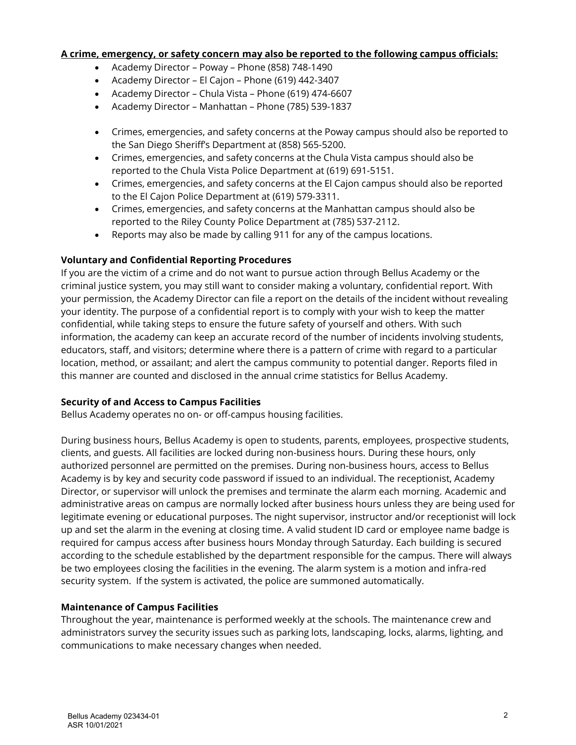**A crime, emergency, or safety concern may also be reported to the following campus officials:**

- Academy Director – Poway – Phone (858) 748-1490
- Academy Director – El Cajon – Phone (619) 442-3407
- Academy Director – Chula Vista – Phone (619) 474-6607
- Academy Director – Manhattan – Phone (785) 539-1837

- Crimes, emergencies, and safety concerns at the Poway campus should also be reported to the San Diego Sheriff's Department at (858) 565-5200.
- Crimes, emergencies, and safety concerns at the Chula Vista campus should also be reported to the Chula Vista Police Department at (619) 691-5151.
- Crimes, emergencies, and safety concerns at the El Cajon campus should also be reported to the El Cajon Police Department at (619) 579-3311.
- Crimes, emergencies, and safety concerns at the Manhattan campus should also be reported to the Riley County Police Department at (785) 537-2112.
- Reports may also be made by calling 911 for any of the campus locations.

**Voluntary and Confidential Reporting Procedures**

If you are the victim of a crime and do not want to pursue action through Bellus Academy or the criminal justice system, you may still want to consider making a voluntary, confidential report. With your permission, the Academy Director can file a report on the details of the incident without revealing your identity. The purpose of a confidential report is to comply with your wish to keep the matter confidential, while taking steps to ensure the future safety of yourself and others. With such information, the academy can keep an accurate record of the number of incidents involving students, educators, staff, and visitors; determine where there is a pattern of crime with regard to a particular location, method, or assailant; and alert the campus community to potential danger. Reports filed in this manner are counted and disclosed in the annual crime statistics for Bellus Academy.

**Security of and Access to Campus Facilities**

Bellus Academy operates no on- or off-campus housing facilities.

During business hours, Bellus Academy is open to students, parents, employees, prospective students, clients, and guests. All facilities are locked during non-business hours. During these hours, only authorized personnel are permitted on the premises. During non-business hours, access to Bellus Academy is by key and security code password if issued to an individual. The receptionist, Academy Director, or supervisor will unlock the premises and terminate the alarm each morning. Academic and administrative areas on campus are normally locked after business hours unless they are being used for legitimate evening or educational purposes. The night supervisor, instructor and/or receptionist will lock up and set the alarm in the evening at closing time. A valid student ID card or employee name badge is required for campus access after business hours Monday through Saturday. Each building is secured according to the schedule established by the department responsible for the campus. There will always be two employees closing the facilities in the evening. The alarm system is a motion and infra-red security system. If the system is activated, the police are summoned automatically.

**Maintenance of Campus Facilities**

Throughout the year, maintenance is performed weekly at the schools. The maintenance crew and administrators survey the security issues such as parking lots, landscaping, locks, alarms, lighting, and communications to make necessary changes when needed.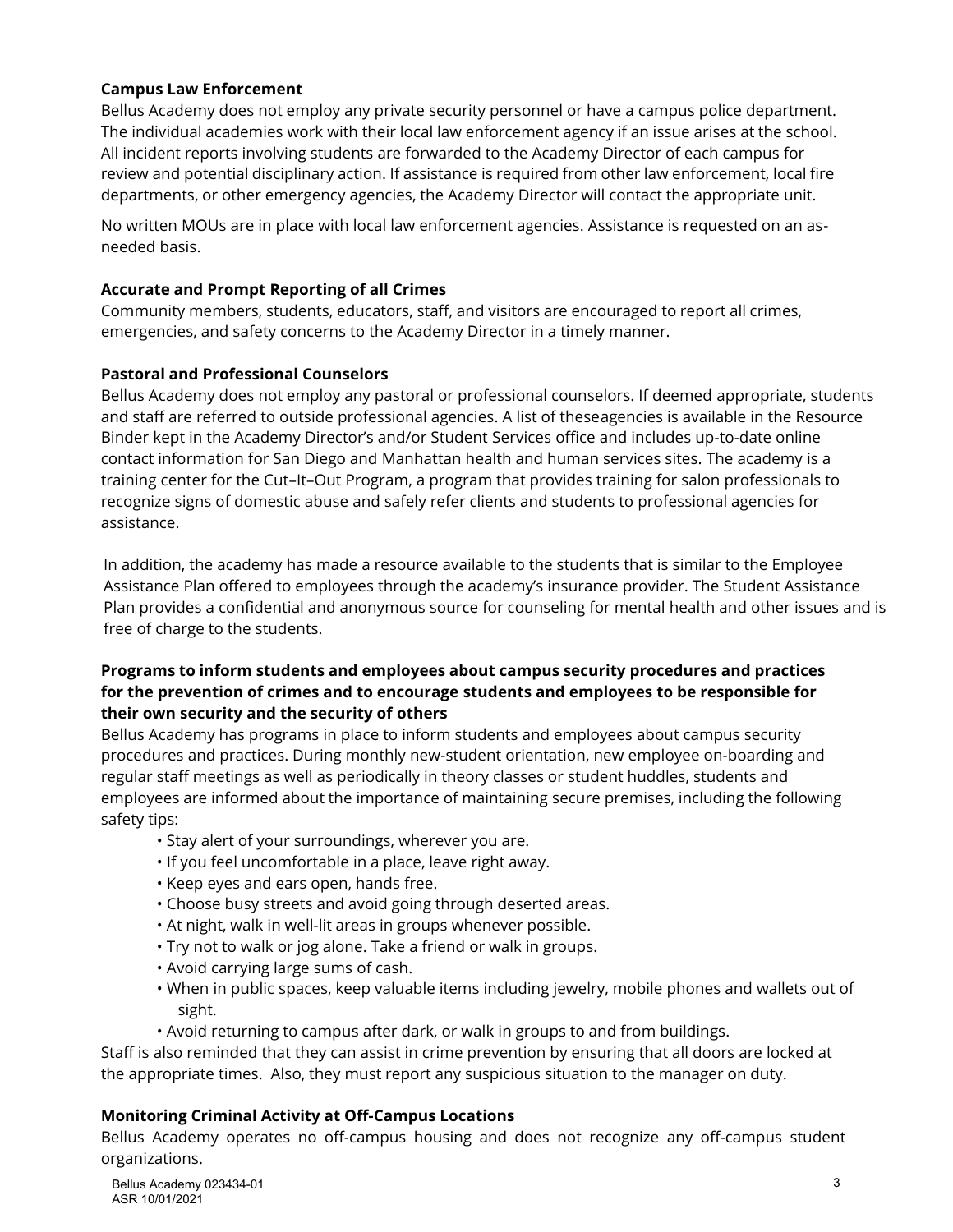### Campus Law Enforcement

Bellus Academy does not employ any private security personnel or have a campus police department. The individual academies work with their local law enforcement agency if an issue arises at the school. All incident reports involving students are forwarded to the Academy Director of each campus for review and potential disciplinary action. If assistance is required from other law enforcement, local fire departments, or other emergency agencies, the Academy Director will contact the appropriate unit.

No written MOUs are in place with local law enforcement agencies. Assistance is requested on an as-needed basis.

### Accurate and Prompt Reporting of all Crimes

Community members, students, educators, staff, and visitors are encouraged to report all crimes, emergencies, and safety concerns to the Academy Director in a timely manner.

### Pastoral and Professional Counselors

Bellus Academy does not employ any pastoral or professional counselors. If deemed appropriate, students and staff are referred to outside professional agencies. A list of theseagencies is available in the Resource Binder kept in the Academy Director's and/or Student Services office and includes up-to-date online contact information for San Diego and Manhattan health and human services sites. The academy is a training center for the Cut–It–Out Program, a program that provides training for salon professionals to recognize signs of domestic abuse and safely refer clients and students to professional agencies for assistance.

In addition, the academy has made a resource available to the students that is similar to the Employee Assistance Plan offered to employees through the academy's insurance provider. The Student Assistance Plan provides a confidential and anonymous source for counseling for mental health and other issues and is free of charge to the students.

### Programs to inform students and employees about campus security procedures and practices for the prevention of crimes and to encourage students and employees to be responsible for their own security and the security of others

Bellus Academy has programs in place to inform students and employees about campus security procedures and practices. During monthly new-student orientation, new employee on-boarding and regular staff meetings as well as periodically in theory classes or student huddles, students and employees are informed about the importance of maintaining secure premises, including the following safety tips:

- Stay alert of your surroundings, wherever you are.
- If you feel uncomfortable in a place, leave right away.
- Keep eyes and ears open, hands free.
- Choose busy streets and avoid going through deserted areas.
- At night, walk in well-lit areas in groups whenever possible.
- Try not to walk or jog alone. Take a friend or walk in groups.
- Avoid carrying large sums of cash.
- When in public spaces, keep valuable items including jewelry, mobile phones and wallets out of sight.
- Avoid returning to campus after dark, or walk in groups to and from buildings.

Staff is also reminded that they can assist in crime prevention by ensuring that all doors are locked at the appropriate times. Also, they must report any suspicious situation to the manager on duty.

### Monitoring Criminal Activity at Off-Campus Locations

Bellus Academy operates no off-campus housing and does not recognize any off-campus student organizations.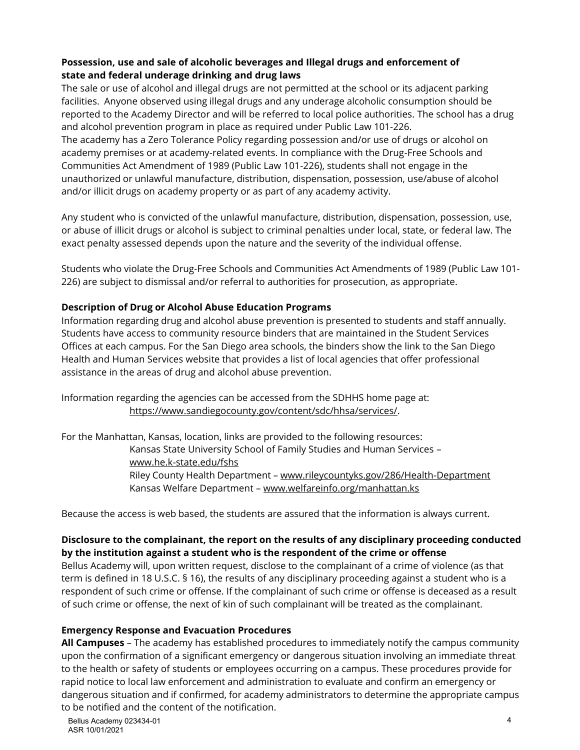**Possession, use and sale of alcoholic beverages and Illegal drugs and enforcement of state and federal underage drinking and drug laws**

The sale or use of alcohol and illegal drugs are not permitted at the school or its adjacent parking facilities. Anyone observed using illegal drugs and any underage alcoholic consumption should be reported to the Academy Director and will be referred to local police authorities. The school has a drug and alcohol prevention program in place as required under Public Law 101-226.

The academy has a Zero Tolerance Policy regarding possession and/or use of drugs or alcohol on academy premises or at academy-related events. In compliance with the Drug-Free Schools and Communities Act Amendment of 1989 (Public Law 101-226), students shall not engage in the unauthorized or unlawful manufacture, distribution, dispensation, possession, use/abuse of alcohol and/or illicit drugs on academy property or as part of any academy activity.

Any student who is convicted of the unlawful manufacture, distribution, dispensation, possession, use, or abuse of illicit drugs or alcohol is subject to criminal penalties under local, state, or federal law. The exact penalty assessed depends upon the nature and the severity of the individual offense.

Students who violate the Drug-Free Schools and Communities Act Amendments of 1989 (Public Law 101-226) are subject to dismissal and/or referral to authorities for prosecution, as appropriate.

**Description of Drug or Alcohol Abuse Education Programs**

Information regarding drug and alcohol abuse prevention is presented to students and staff annually. Students have access to community resource binders that are maintained in the Student Services Offices at each campus. For the San Diego area schools, the binders show the link to the San Diego Health and Human Services website that provides a list of local agencies that offer professional assistance in the areas of drug and alcohol abuse prevention.

Information regarding the agencies can be accessed from the SDHHS home page at:
https://www.sandiegocounty.gov/content/sdc/hhsa/services/.

For the Manhattan, Kansas, location, links are provided to the following resources:

Kansas State University School of Family Studies and Human Services – www.he.k-state.edu/fshs
Riley County Health Department – www.rileycountyks.gov/286/Health-Department
Kansas Welfare Department – www.welfareinfo.org/manhattan.ks

Because the access is web based, the students are assured that the information is always current.

**Disclosure to the complainant, the report on the results of any disciplinary proceeding conducted by the institution against a student who is the respondent of the crime or offense**

Bellus Academy will, upon written request, disclose to the complainant of a crime of violence (as that term is defined in 18 U.S.C. § 16), the results of any disciplinary proceeding against a student who is a respondent of such crime or offense. If the complainant of such crime or offense is deceased as a result of such crime or offense, the next of kin of such complainant will be treated as the complainant.

**Emergency Response and Evacuation Procedures**

**All Campuses** – The academy has established procedures to immediately notify the campus community upon the confirmation of a significant emergency or dangerous situation involving an immediate threat to the health or safety of students or employees occurring on a campus. These procedures provide for rapid notice to local law enforcement and administration to evaluate and confirm an emergency or dangerous situation and if confirmed, for academy administrators to determine the appropriate campus to be notified and the content of the notification.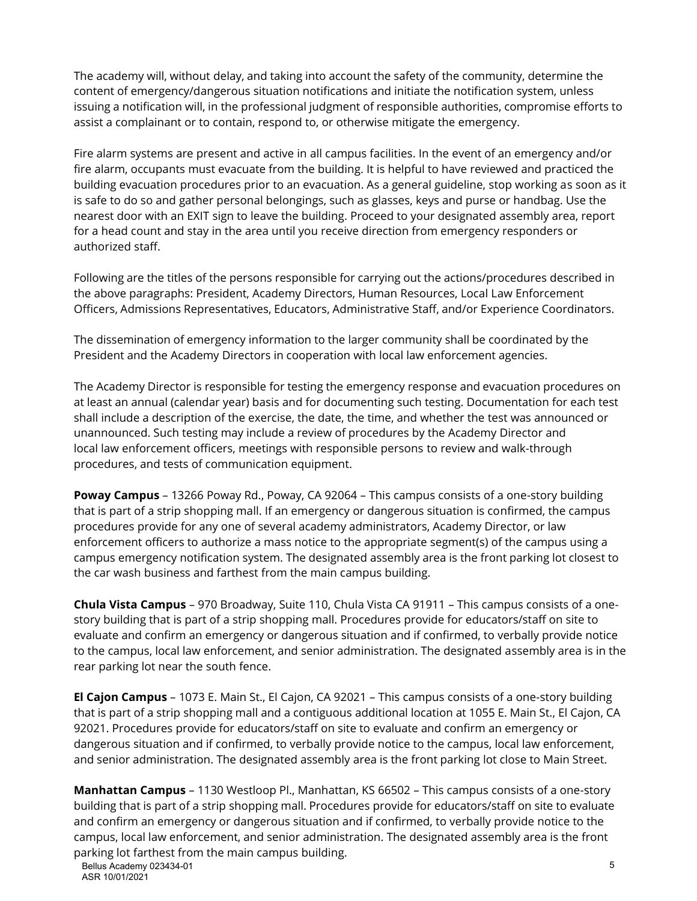The academy will, without delay, and taking into account the safety of the community, determine the content of emergency/dangerous situation notifications and initiate the notification system, unless issuing a notification will, in the professional judgment of responsible authorities, compromise efforts to assist a complainant or to contain, respond to, or otherwise mitigate the emergency.

Fire alarm systems are present and active in all campus facilities. In the event of an emergency and/or fire alarm, occupants must evacuate from the building. It is helpful to have reviewed and practiced the building evacuation procedures prior to an evacuation. As a general guideline, stop working as soon as it is safe to do so and gather personal belongings, such as glasses, keys and purse or handbag. Use the nearest door with an EXIT sign to leave the building. Proceed to your designated assembly area, report for a head count and stay in the area until you receive direction from emergency responders or authorized staff.

Following are the titles of the persons responsible for carrying out the actions/procedures described in the above paragraphs: President, Academy Directors, Human Resources, Local Law Enforcement Officers, Admissions Representatives, Educators, Administrative Staff, and/or Experience Coordinators.

The dissemination of emergency information to the larger community shall be coordinated by the President and the Academy Directors in cooperation with local law enforcement agencies.

The Academy Director is responsible for testing the emergency response and evacuation procedures on at least an annual (calendar year) basis and for documenting such testing. Documentation for each test shall include a description of the exercise, the date, the time, and whether the test was announced or unannounced. Such testing may include a review of procedures by the Academy Director and local law enforcement officers, meetings with responsible persons to review and walk-through procedures, and tests of communication equipment.

**Poway Campus** – 13266 Poway Rd., Poway, CA 92064 – This campus consists of a one-story building that is part of a strip shopping mall. If an emergency or dangerous situation is confirmed, the campus procedures provide for any one of several academy administrators, Academy Director, or law enforcement officers to authorize a mass notice to the appropriate segment(s) of the campus using a campus emergency notification system. The designated assembly area is the front parking lot closest to the car wash business and farthest from the main campus building.

**Chula Vista Campus** – 970 Broadway, Suite 110, Chula Vista CA 91911 – This campus consists of a one-story building that is part of a strip shopping mall. Procedures provide for educators/staff on site to evaluate and confirm an emergency or dangerous situation and if confirmed, to verbally provide notice to the campus, local law enforcement, and senior administration. The designated assembly area is in the rear parking lot near the south fence.

**El Cajon Campus** – 1073 E. Main St., El Cajon, CA 92021 – This campus consists of a one-story building that is part of a strip shopping mall and a contiguous additional location at 1055 E. Main St., El Cajon, CA 92021. Procedures provide for educators/staff on site to evaluate and confirm an emergency or dangerous situation and if confirmed, to verbally provide notice to the campus, local law enforcement, and senior administration. The designated assembly area is the front parking lot close to Main Street.

**Manhattan Campus** – 1130 Westloop Pl., Manhattan, KS 66502 – This campus consists of a one-story building that is part of a strip shopping mall. Procedures provide for educators/staff on site to evaluate and confirm an emergency or dangerous situation and if confirmed, to verbally provide notice to the campus, local law enforcement, and senior administration. The designated assembly area is the front parking lot farthest from the main campus building.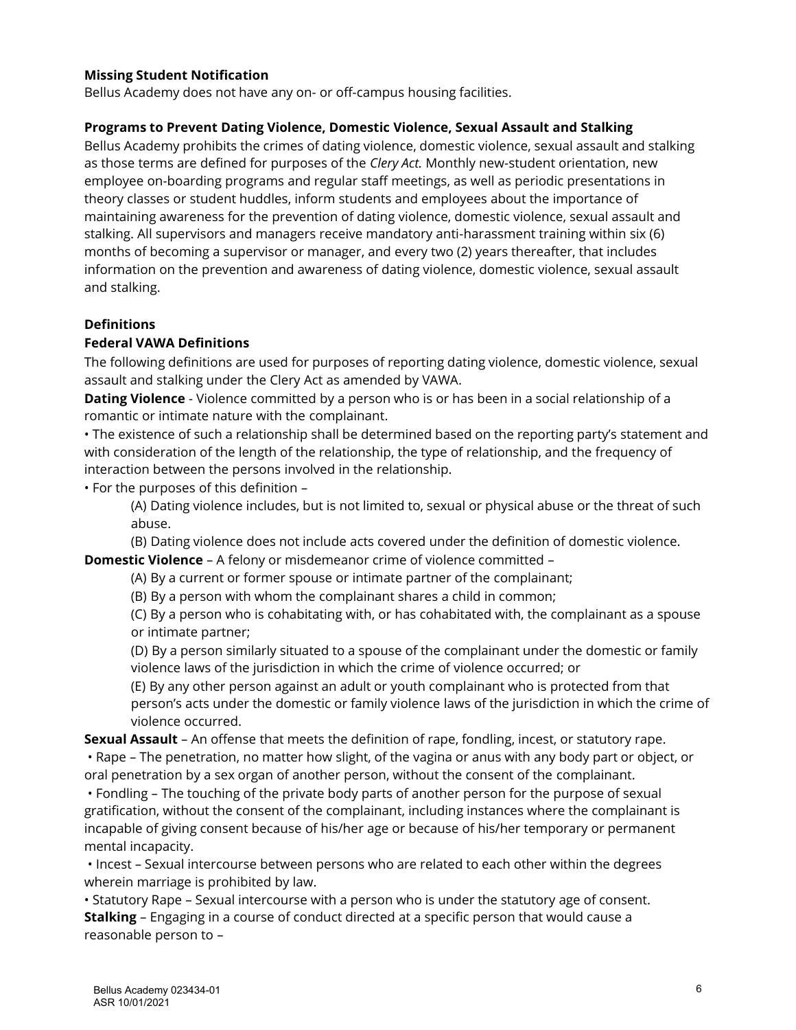**Missing Student Notification**

Bellus Academy does not have any on- or off-campus housing facilities.

**Programs to Prevent Dating Violence, Domestic Violence, Sexual Assault and Stalking**

Bellus Academy prohibits the crimes of dating violence, domestic violence, sexual assault and stalking as those terms are defined for purposes of the *Clery Act.* Monthly new-student orientation, new employee on-boarding programs and regular staff meetings, as well as periodic presentations in theory classes or student huddles, inform students and employees about the importance of maintaining awareness for the prevention of dating violence, domestic violence, sexual assault and stalking. All supervisors and managers receive mandatory anti-harassment training within six (6) months of becoming a supervisor or manager, and every two (2) years thereafter, that includes information on the prevention and awareness of dating violence, domestic violence, sexual assault and stalking.

**Definitions**

**Federal VAWA Definitions**

The following definitions are used for purposes of reporting dating violence, domestic violence, sexual assault and stalking under the Clery Act as amended by VAWA.

**Dating Violence** - Violence committed by a person who is or has been in a social relationship of a romantic or intimate nature with the complainant.

• The existence of such a relationship shall be determined based on the reporting party's statement and with consideration of the length of the relationship, the type of relationship, and the frequency of interaction between the persons involved in the relationship.

• For the purposes of this definition –

(A) Dating violence includes, but is not limited to, sexual or physical abuse or the threat of such abuse.

(B) Dating violence does not include acts covered under the definition of domestic violence.

**Domestic Violence** – A felony or misdemeanor crime of violence committed –

(A) By a current or former spouse or intimate partner of the complainant;

(B) By a person with whom the complainant shares a child in common;

(C) By a person who is cohabitating with, or has cohabitated with, the complainant as a spouse or intimate partner;

(D) By a person similarly situated to a spouse of the complainant under the domestic or family violence laws of the jurisdiction in which the crime of violence occurred; or

(E) By any other person against an adult or youth complainant who is protected from that person's acts under the domestic or family violence laws of the jurisdiction in which the crime of violence occurred.

**Sexual Assault** – An offense that meets the definition of rape, fondling, incest, or statutory rape.

• Rape – The penetration, no matter how slight, of the vagina or anus with any body part or object, or oral penetration by a sex organ of another person, without the consent of the complainant.

• Fondling – The touching of the private body parts of another person for the purpose of sexual gratification, without the consent of the complainant, including instances where the complainant is incapable of giving consent because of his/her age or because of his/her temporary or permanent mental incapacity.

• Incest – Sexual intercourse between persons who are related to each other within the degrees wherein marriage is prohibited by law.

• Statutory Rape – Sexual intercourse with a person who is under the statutory age of consent.

**Stalking** – Engaging in a course of conduct directed at a specific person that would cause a reasonable person to –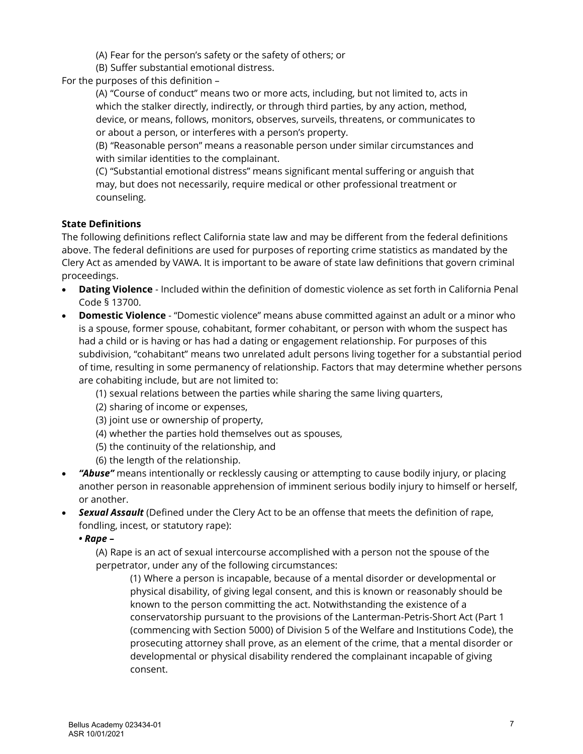(A) Fear for the person's safety or the safety of others; or

(B) Suffer substantial emotional distress.

For the purposes of this definition –

(A) "Course of conduct" means two or more acts, including, but not limited to, acts in which the stalker directly, indirectly, or through third parties, by any action, method, device, or means, follows, monitors, observes, surveils, threatens, or communicates to or about a person, or interferes with a person's property.

(B) "Reasonable person" means a reasonable person under similar circumstances and with similar identities to the complainant.

(C) "Substantial emotional distress" means significant mental suffering or anguish that may, but does not necessarily, require medical or other professional treatment or counseling.

**State Definitions**

The following definitions reflect California state law and may be different from the federal definitions above. The federal definitions are used for purposes of reporting crime statistics as mandated by the Clery Act as amended by VAWA. It is important to be aware of state law definitions that govern criminal proceedings.

- **Dating Violence** - Included within the definition of domestic violence as set forth in California Penal Code § 13700.
- **Domestic Violence** - "Domestic violence" means abuse committed against an adult or a minor who is a spouse, former spouse, cohabitant, former cohabitant, or person with whom the suspect has had a child or is having or has had a dating or engagement relationship. For purposes of this subdivision, "cohabitant" means two unrelated adult persons living together for a substantial period of time, resulting in some permanency of relationship. Factors that may determine whether persons are cohabiting include, but are not limited to:
  (1) sexual relations between the parties while sharing the same living quarters,
  (2) sharing of income or expenses,
  (3) joint use or ownership of property,
  (4) whether the parties hold themselves out as spouses,
  (5) the continuity of the relationship, and
  (6) the length of the relationship.
- ***"Abuse"*** means intentionally or recklessly causing or attempting to cause bodily injury, or placing another person in reasonable apprehension of imminent serious bodily injury to himself or herself, or another.
- ***Sexual Assault*** (Defined under the Clery Act to be an offense that meets the definition of rape, fondling, incest, or statutory rape):

  ***• Rape –***

  (A) Rape is an act of sexual intercourse accomplished with a person not the spouse of the perpetrator, under any of the following circumstances:

  (1) Where a person is incapable, because of a mental disorder or developmental or physical disability, of giving legal consent, and this is known or reasonably should be known to the person committing the act. Notwithstanding the existence of a conservatorship pursuant to the provisions of the Lanterman-Petris-Short Act (Part 1 (commencing with Section 5000) of Division 5 of the Welfare and Institutions Code), the prosecuting attorney shall prove, as an element of the crime, that a mental disorder or developmental or physical disability rendered the complainant incapable of giving consent.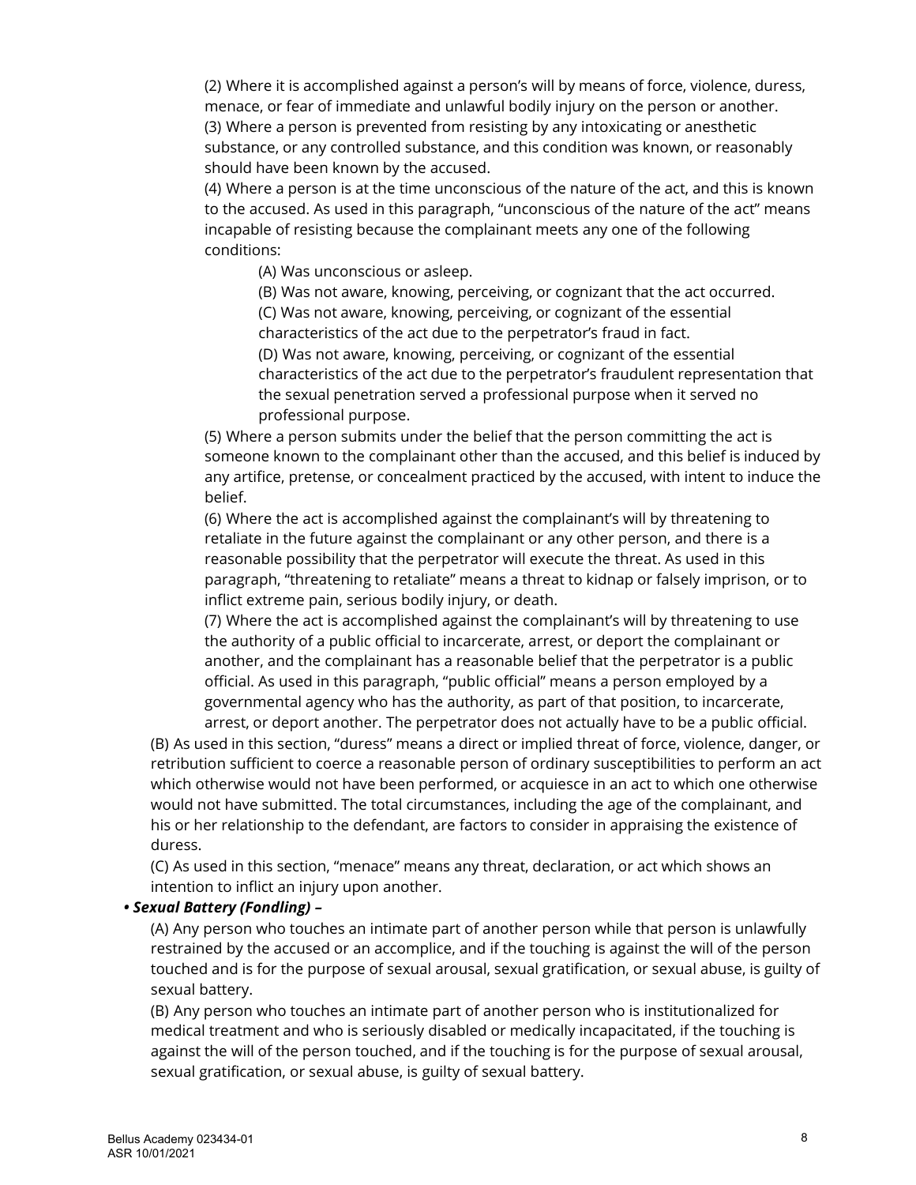(2) Where it is accomplished against a person's will by means of force, violence, duress, menace, or fear of immediate and unlawful bodily injury on the person or another.

(3) Where a person is prevented from resisting by any intoxicating or anesthetic substance, or any controlled substance, and this condition was known, or reasonably should have been known by the accused.

(4) Where a person is at the time unconscious of the nature of the act, and this is known to the accused. As used in this paragraph, "unconscious of the nature of the act" means incapable of resisting because the complainant meets any one of the following conditions:

> (A) Was unconscious or asleep.
>
> (B) Was not aware, knowing, perceiving, or cognizant that the act occurred.
>
> (C) Was not aware, knowing, perceiving, or cognizant of the essential characteristics of the act due to the perpetrator's fraud in fact.
>
> (D) Was not aware, knowing, perceiving, or cognizant of the essential characteristics of the act due to the perpetrator's fraudulent representation that the sexual penetration served a professional purpose when it served no professional purpose.

(5) Where a person submits under the belief that the person committing the act is someone known to the complainant other than the accused, and this belief is induced by any artifice, pretense, or concealment practiced by the accused, with intent to induce the belief.

(6) Where the act is accomplished against the complainant's will by threatening to retaliate in the future against the complainant or any other person, and there is a reasonable possibility that the perpetrator will execute the threat. As used in this paragraph, "threatening to retaliate" means a threat to kidnap or falsely imprison, or to inflict extreme pain, serious bodily injury, or death.

(7) Where the act is accomplished against the complainant's will by threatening to use the authority of a public official to incarcerate, arrest, or deport the complainant or another, and the complainant has a reasonable belief that the perpetrator is a public official. As used in this paragraph, "public official" means a person employed by a governmental agency who has the authority, as part of that position, to incarcerate, arrest, or deport another. The perpetrator does not actually have to be a public official.

(B) As used in this section, "duress" means a direct or implied threat of force, violence, danger, or retribution sufficient to coerce a reasonable person of ordinary susceptibilities to perform an act which otherwise would not have been performed, or acquiesce in an act to which one otherwise would not have submitted. The total circumstances, including the age of the complainant, and his or her relationship to the defendant, are factors to consider in appraising the existence of duress.

(C) As used in this section, "menace" means any threat, declaration, or act which shows an intention to inflict an injury upon another.

- ***Sexual Battery (Fondling) –***

(A) Any person who touches an intimate part of another person while that person is unlawfully restrained by the accused or an accomplice, and if the touching is against the will of the person touched and is for the purpose of sexual arousal, sexual gratification, or sexual abuse, is guilty of sexual battery.

(B) Any person who touches an intimate part of another person who is institutionalized for medical treatment and who is seriously disabled or medically incapacitated, if the touching is against the will of the person touched, and if the touching is for the purpose of sexual arousal, sexual gratification, or sexual abuse, is guilty of sexual battery.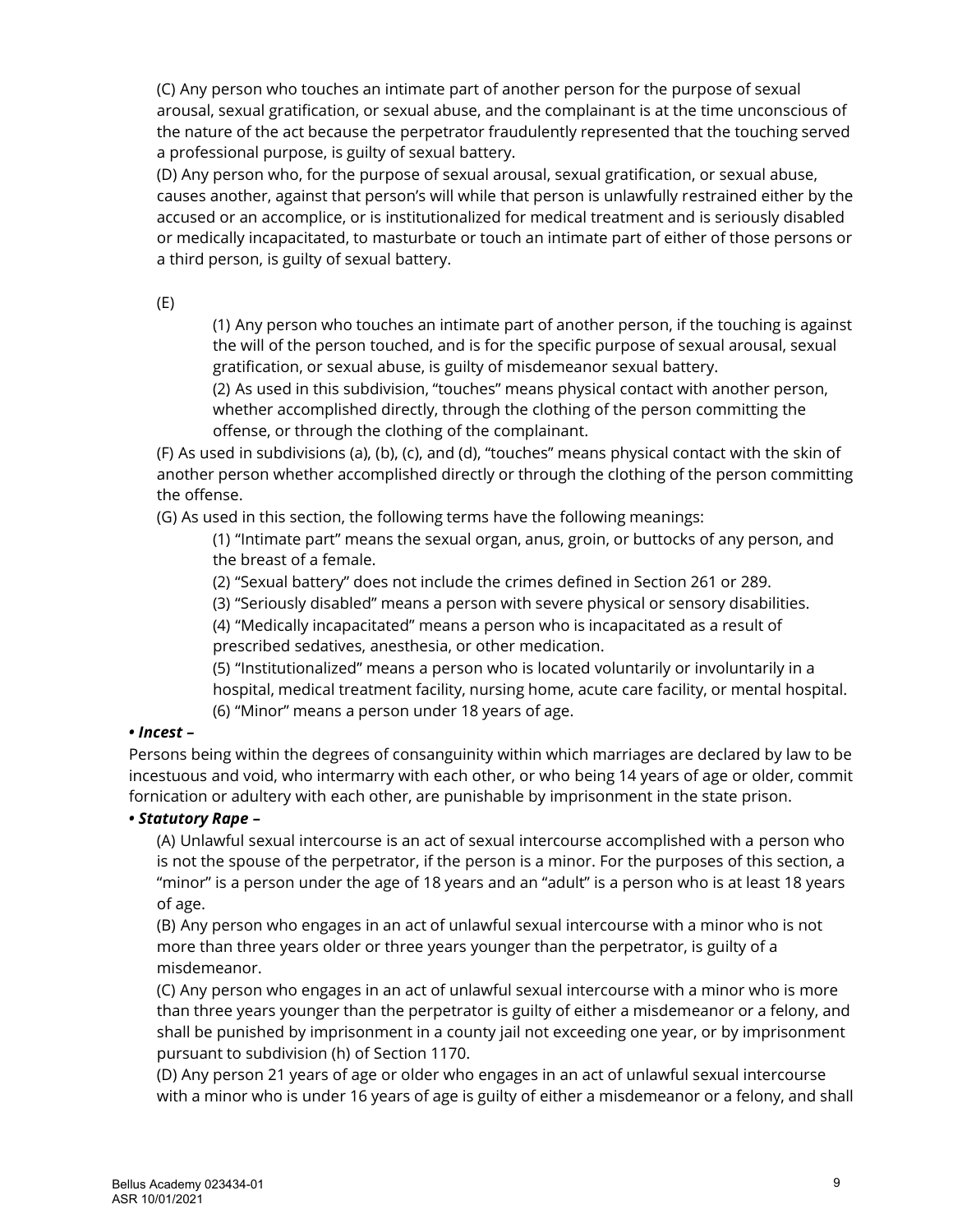(C) Any person who touches an intimate part of another person for the purpose of sexual arousal, sexual gratification, or sexual abuse, and the complainant is at the time unconscious of the nature of the act because the perpetrator fraudulently represented that the touching served a professional purpose, is guilty of sexual battery.

(D) Any person who, for the purpose of sexual arousal, sexual gratification, or sexual abuse, causes another, against that person's will while that person is unlawfully restrained either by the accused or an accomplice, or is institutionalized for medical treatment and is seriously disabled or medically incapacitated, to masturbate or touch an intimate part of either of those persons or a third person, is guilty of sexual battery.

(E)

(1) Any person who touches an intimate part of another person, if the touching is against the will of the person touched, and is for the specific purpose of sexual arousal, sexual gratification, or sexual abuse, is guilty of misdemeanor sexual battery.

(2) As used in this subdivision, "touches" means physical contact with another person, whether accomplished directly, through the clothing of the person committing the offense, or through the clothing of the complainant.

(F) As used in subdivisions (a), (b), (c), and (d), "touches" means physical contact with the skin of another person whether accomplished directly or through the clothing of the person committing the offense.

(G) As used in this section, the following terms have the following meanings:

(1) "Intimate part" means the sexual organ, anus, groin, or buttocks of any person, and the breast of a female.

(2) "Sexual battery" does not include the crimes defined in Section 261 or 289.

(3) "Seriously disabled" means a person with severe physical or sensory disabilities.

(4) "Medically incapacitated" means a person who is incapacitated as a result of prescribed sedatives, anesthesia, or other medication.

(5) "Institutionalized" means a person who is located voluntarily or involuntarily in a hospital, medical treatment facility, nursing home, acute care facility, or mental hospital.

(6) "Minor" means a person under 18 years of age.

***• Incest –***

Persons being within the degrees of consanguinity within which marriages are declared by law to be incestuous and void, who intermarry with each other, or who being 14 years of age or older, commit fornication or adultery with each other, are punishable by imprisonment in the state prison.

***• Statutory Rape –***

(A) Unlawful sexual intercourse is an act of sexual intercourse accomplished with a person who is not the spouse of the perpetrator, if the person is a minor. For the purposes of this section, a "minor" is a person under the age of 18 years and an "adult" is a person who is at least 18 years of age.

(B) Any person who engages in an act of unlawful sexual intercourse with a minor who is not more than three years older or three years younger than the perpetrator, is guilty of a misdemeanor.

(C) Any person who engages in an act of unlawful sexual intercourse with a minor who is more than three years younger than the perpetrator is guilty of either a misdemeanor or a felony, and shall be punished by imprisonment in a county jail not exceeding one year, or by imprisonment pursuant to subdivision (h) of Section 1170.

(D) Any person 21 years of age or older who engages in an act of unlawful sexual intercourse with a minor who is under 16 years of age is guilty of either a misdemeanor or a felony, and shall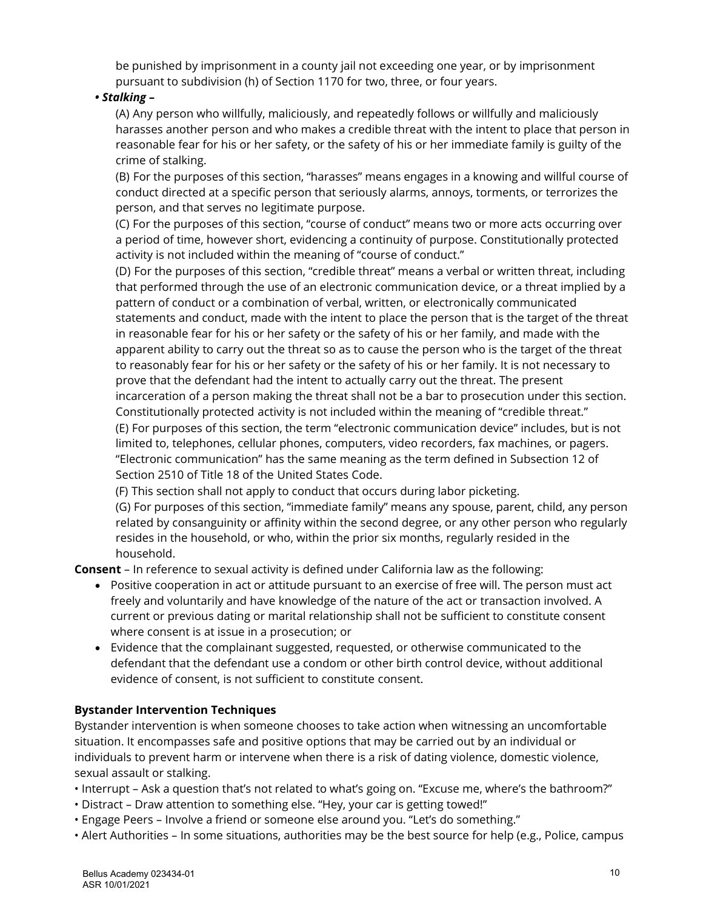be punished by imprisonment in a county jail not exceeding one year, or by imprisonment pursuant to subdivision (h) of Section 1170 for two, three, or four years.

***• Stalking –***

(A) Any person who willfully, maliciously, and repeatedly follows or willfully and maliciously harasses another person and who makes a credible threat with the intent to place that person in reasonable fear for his or her safety, or the safety of his or her immediate family is guilty of the crime of stalking.

(B) For the purposes of this section, "harasses" means engages in a knowing and willful course of conduct directed at a specific person that seriously alarms, annoys, torments, or terrorizes the person, and that serves no legitimate purpose.

(C) For the purposes of this section, "course of conduct" means two or more acts occurring over a period of time, however short, evidencing a continuity of purpose. Constitutionally protected activity is not included within the meaning of "course of conduct."

(D) For the purposes of this section, "credible threat" means a verbal or written threat, including that performed through the use of an electronic communication device, or a threat implied by a pattern of conduct or a combination of verbal, written, or electronically communicated statements and conduct, made with the intent to place the person that is the target of the threat in reasonable fear for his or her safety or the safety of his or her family, and made with the apparent ability to carry out the threat so as to cause the person who is the target of the threat to reasonably fear for his or her safety or the safety of his or her family. It is not necessary to prove that the defendant had the intent to actually carry out the threat. The present incarceration of a person making the threat shall not be a bar to prosecution under this section. Constitutionally protected activity is not included within the meaning of "credible threat."

(E) For purposes of this section, the term "electronic communication device" includes, but is not limited to, telephones, cellular phones, computers, video recorders, fax machines, or pagers. "Electronic communication" has the same meaning as the term defined in Subsection 12 of Section 2510 of Title 18 of the United States Code.

(F) This section shall not apply to conduct that occurs during labor picketing.

(G) For purposes of this section, "immediate family" means any spouse, parent, child, any person related by consanguinity or affinity within the second degree, or any other person who regularly resides in the household, or who, within the prior six months, regularly resided in the household.

**Consent** – In reference to sexual activity is defined under California law as the following:

- Positive cooperation in act or attitude pursuant to an exercise of free will. The person must act freely and voluntarily and have knowledge of the nature of the act or transaction involved. A current or previous dating or marital relationship shall not be sufficient to constitute consent where consent is at issue in a prosecution; or
- Evidence that the complainant suggested, requested, or otherwise communicated to the defendant that the defendant use a condom or other birth control device, without additional evidence of consent, is not sufficient to constitute consent.

### Bystander Intervention Techniques

Bystander intervention is when someone chooses to take action when witnessing an uncomfortable situation. It encompasses safe and positive options that may be carried out by an individual or individuals to prevent harm or intervene when there is a risk of dating violence, domestic violence, sexual assault or stalking.

- Interrupt – Ask a question that's not related to what's going on. "Excuse me, where's the bathroom?"
- Distract – Draw attention to something else. "Hey, your car is getting towed!"
- Engage Peers – Involve a friend or someone else around you. "Let's do something."
- Alert Authorities – In some situations, authorities may be the best source for help (e.g., Police, campus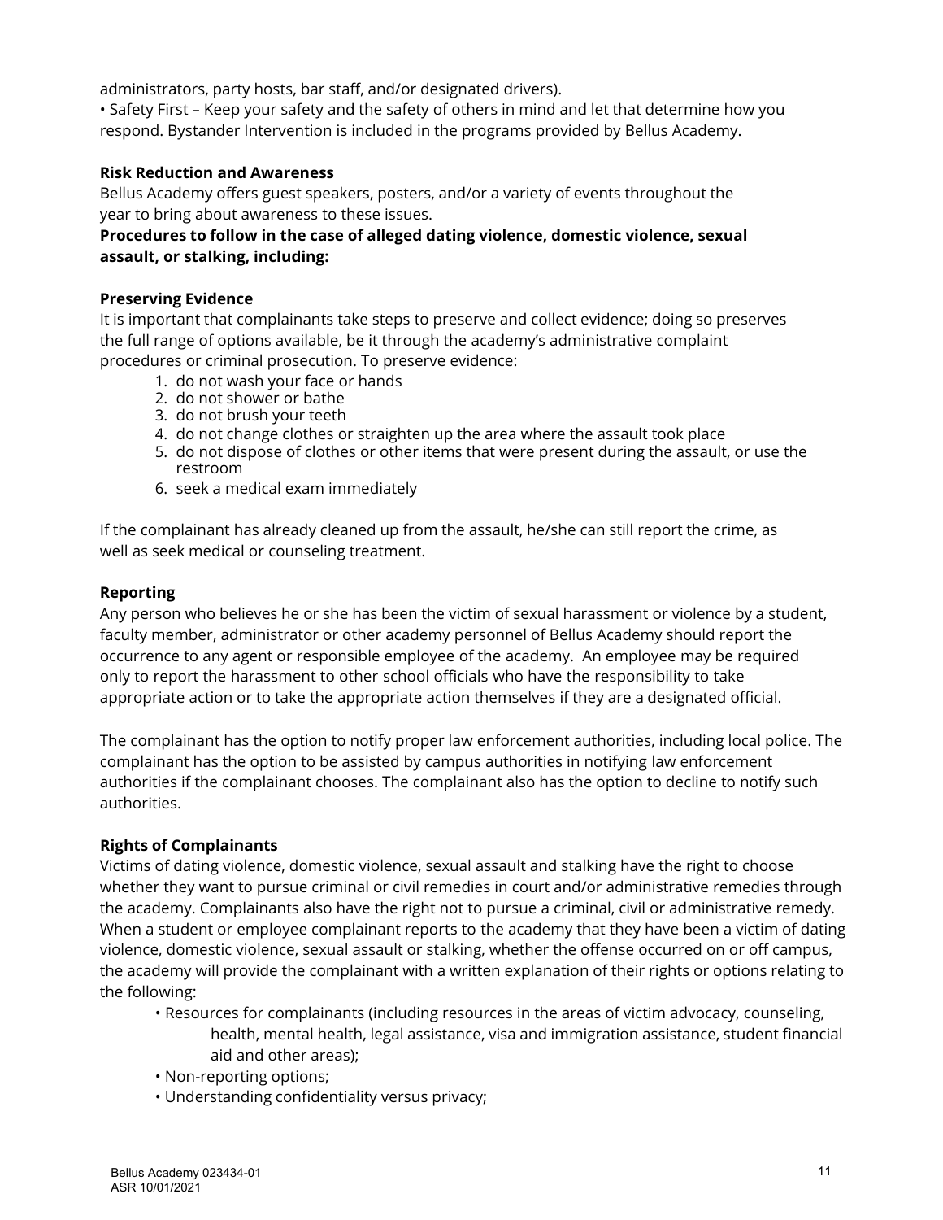administrators, party hosts, bar staff, and/or designated drivers).
• Safety First – Keep your safety and the safety of others in mind and let that determine how you respond. Bystander Intervention is included in the programs provided by Bellus Academy.

**Risk Reduction and Awareness**
Bellus Academy offers guest speakers, posters, and/or a variety of events throughout the year to bring about awareness to these issues.

**Procedures to follow in the case of alleged dating violence, domestic violence, sexual assault, or stalking, including:**

**Preserving Evidence**
It is important that complainants take steps to preserve and collect evidence; doing so preserves the full range of options available, be it through the academy's administrative complaint procedures or criminal prosecution. To preserve evidence:

1. do not wash your face or hands
2. do not shower or bathe
3. do not brush your teeth
4. do not change clothes or straighten up the area where the assault took place
5. do not dispose of clothes or other items that were present during the assault, or use the restroom
6. seek a medical exam immediately

If the complainant has already cleaned up from the assault, he/she can still report the crime, as well as seek medical or counseling treatment.

**Reporting**
Any person who believes he or she has been the victim of sexual harassment or violence by a student, faculty member, administrator or other academy personnel of Bellus Academy should report the occurrence to any agent or responsible employee of the academy. An employee may be required only to report the harassment to other school officials who have the responsibility to take appropriate action or to take the appropriate action themselves if they are a designated official.

The complainant has the option to notify proper law enforcement authorities, including local police. The complainant has the option to be assisted by campus authorities in notifying law enforcement authorities if the complainant chooses. The complainant also has the option to decline to notify such authorities.

**Rights of Complainants**
Victims of dating violence, domestic violence, sexual assault and stalking have the right to choose whether they want to pursue criminal or civil remedies in court and/or administrative remedies through the academy. Complainants also have the right not to pursue a criminal, civil or administrative remedy. When a student or employee complainant reports to the academy that they have been a victim of dating violence, domestic violence, sexual assault or stalking, whether the offense occurred on or off campus, the academy will provide the complainant with a written explanation of their rights or options relating to the following:

- Resources for complainants (including resources in the areas of victim advocacy, counseling, health, mental health, legal assistance, visa and immigration assistance, student financial aid and other areas);
- Non-reporting options;
- Understanding confidentiality versus privacy;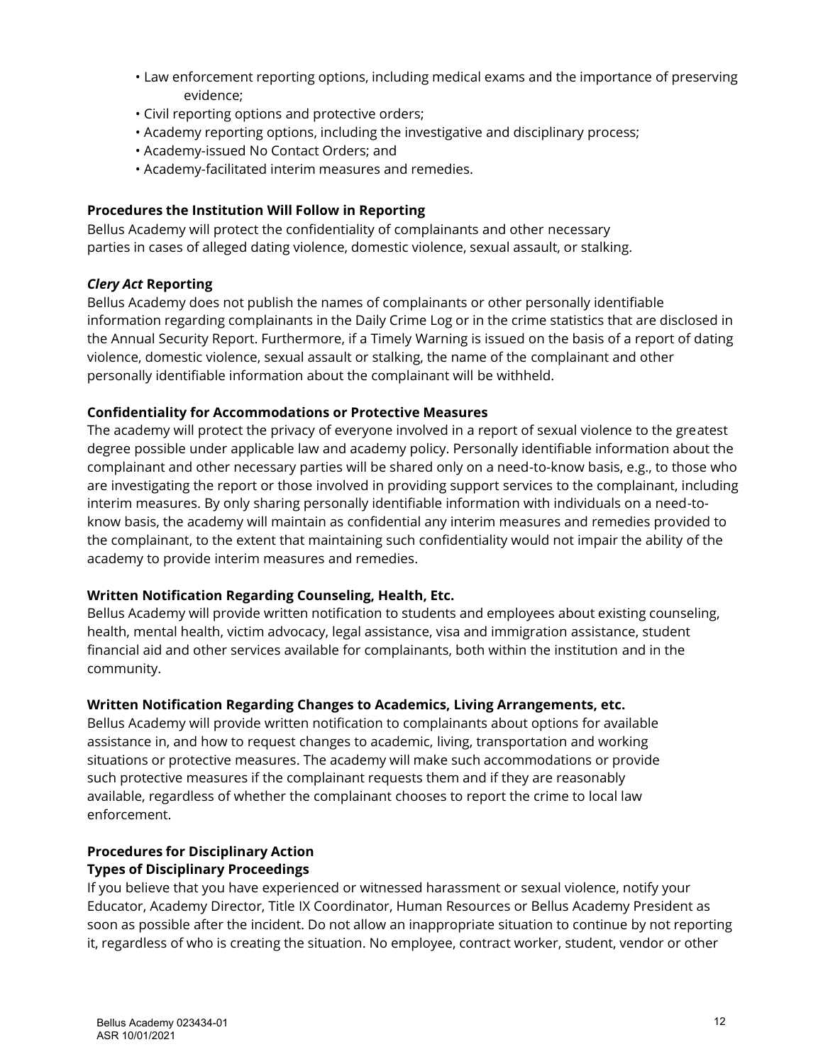- Law enforcement reporting options, including medical exams and the importance of preserving evidence;
- Civil reporting options and protective orders;
- Academy reporting options, including the investigative and disciplinary process;
- Academy-issued No Contact Orders; and
- Academy-facilitated interim measures and remedies.

**Procedures the Institution Will Follow in Reporting**

Bellus Academy will protect the confidentiality of complainants and other necessary parties in cases of alleged dating violence, domestic violence, sexual assault, or stalking.

***Clery Act*** **Reporting**

Bellus Academy does not publish the names of complainants or other personally identifiable information regarding complainants in the Daily Crime Log or in the crime statistics that are disclosed in the Annual Security Report. Furthermore, if a Timely Warning is issued on the basis of a report of dating violence, domestic violence, sexual assault or stalking, the name of the complainant and other personally identifiable information about the complainant will be withheld.

**Confidentiality for Accommodations or Protective Measures**

The academy will protect the privacy of everyone involved in a report of sexual violence to the greatest degree possible under applicable law and academy policy. Personally identifiable information about the complainant and other necessary parties will be shared only on a need-to-know basis, e.g., to those who are investigating the report or those involved in providing support services to the complainant, including interim measures. By only sharing personally identifiable information with individuals on a need-to-know basis, the academy will maintain as confidential any interim measures and remedies provided to the complainant, to the extent that maintaining such confidentiality would not impair the ability of the academy to provide interim measures and remedies.

**Written Notification Regarding Counseling, Health, Etc.**

Bellus Academy will provide written notification to students and employees about existing counseling, health, mental health, victim advocacy, legal assistance, visa and immigration assistance, student financial aid and other services available for complainants, both within the institution and in the community.

**Written Notification Regarding Changes to Academics, Living Arrangements, etc.**

Bellus Academy will provide written notification to complainants about options for available assistance in, and how to request changes to academic, living, transportation and working situations or protective measures. The academy will make such accommodations or provide such protective measures if the complainant requests them and if they are reasonably available, regardless of whether the complainant chooses to report the crime to local law enforcement.

**Procedures for Disciplinary Action**

**Types of Disciplinary Proceedings**

If you believe that you have experienced or witnessed harassment or sexual violence, notify your Educator, Academy Director, Title IX Coordinator, Human Resources or Bellus Academy President as soon as possible after the incident. Do not allow an inappropriate situation to continue by not reporting it, regardless of who is creating the situation. No employee, contract worker, student, vendor or other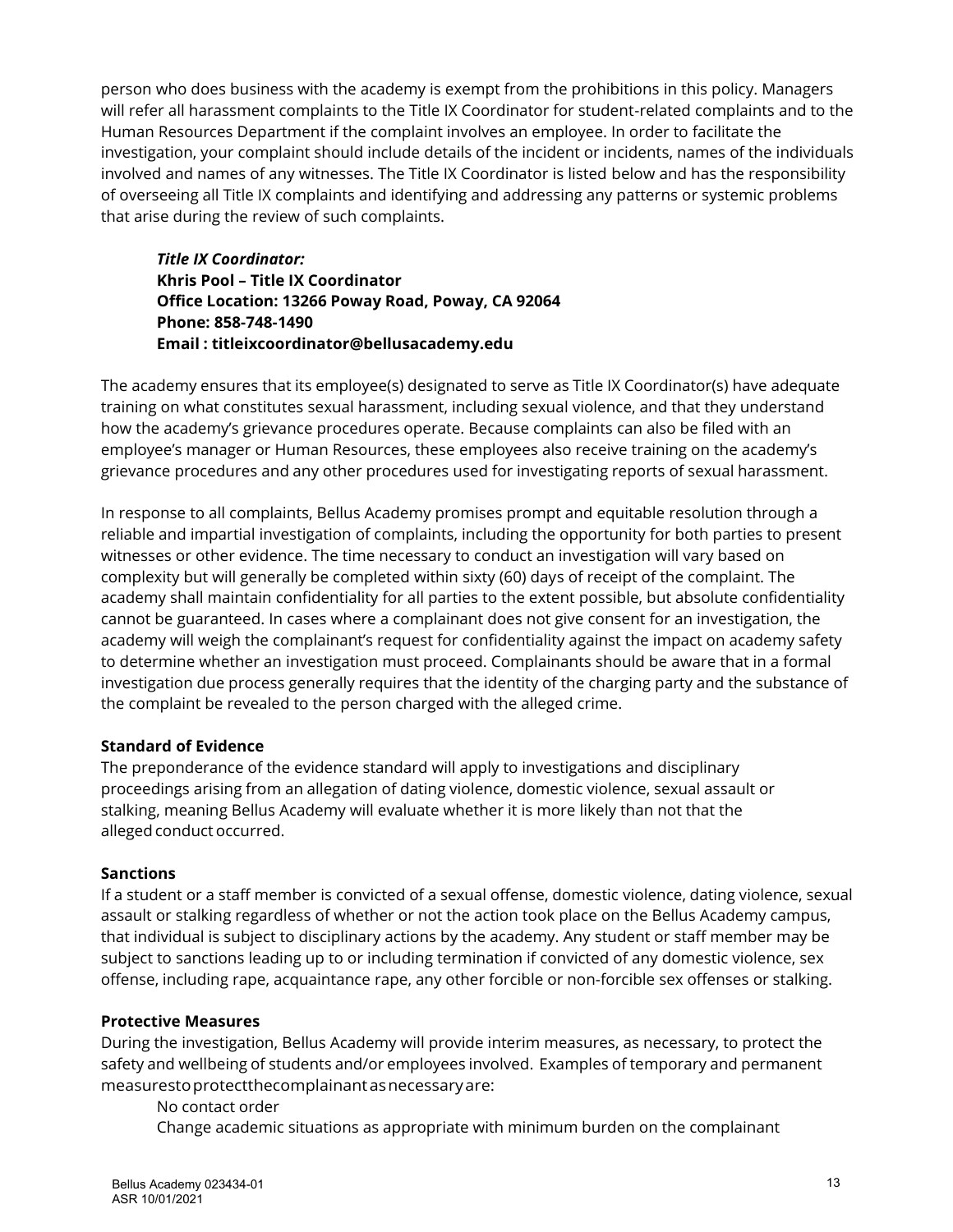person who does business with the academy is exempt from the prohibitions in this policy. Managers will refer all harassment complaints to the Title IX Coordinator for student-related complaints and to the Human Resources Department if the complaint involves an employee. In order to facilitate the investigation, your complaint should include details of the incident or incidents, names of the individuals involved and names of any witnesses. The Title IX Coordinator is listed below and has the responsibility of overseeing all Title IX complaints and identifying and addressing any patterns or systemic problems that arise during the review of such complaints.

> ***Title IX Coordinator:***
> **Khris Pool – Title IX Coordinator**
> **Office Location: 13266 Poway Road, Poway, CA 92064**
> **Phone: 858-748-1490**
> **Email : titleixcoordinator@bellusacademy.edu**

The academy ensures that its employee(s) designated to serve as Title IX Coordinator(s) have adequate training on what constitutes sexual harassment, including sexual violence, and that they understand how the academy's grievance procedures operate. Because complaints can also be filed with an employee's manager or Human Resources, these employees also receive training on the academy's grievance procedures and any other procedures used for investigating reports of sexual harassment.

In response to all complaints, Bellus Academy promises prompt and equitable resolution through a reliable and impartial investigation of complaints, including the opportunity for both parties to present witnesses or other evidence. The time necessary to conduct an investigation will vary based on complexity but will generally be completed within sixty (60) days of receipt of the complaint. The academy shall maintain confidentiality for all parties to the extent possible, but absolute confidentiality cannot be guaranteed. In cases where a complainant does not give consent for an investigation, the academy will weigh the complainant's request for confidentiality against the impact on academy safety to determine whether an investigation must proceed. Complainants should be aware that in a formal investigation due process generally requires that the identity of the charging party and the substance of the complaint be revealed to the person charged with the alleged crime.

**Standard of Evidence**

The preponderance of the evidence standard will apply to investigations and disciplinary proceedings arising from an allegation of dating violence, domestic violence, sexual assault or stalking, meaning Bellus Academy will evaluate whether it is more likely than not that the alleged conduct occurred.

**Sanctions**

If a student or a staff member is convicted of a sexual offense, domestic violence, dating violence, sexual assault or stalking regardless of whether or not the action took place on the Bellus Academy campus, that individual is subject to disciplinary actions by the academy. Any student or staff member may be subject to sanctions leading up to or including termination if convicted of any domestic violence, sex offense, including rape, acquaintance rape, any other forcible or non-forcible sex offenses or stalking.

**Protective Measures**

During the investigation, Bellus Academy will provide interim measures, as necessary, to protect the safety and wellbeing of students and/or employees involved. Examples of temporary and permanent measures to protect the complainant as necessary are:

- No contact order
- Change academic situations as appropriate with minimum burden on the complainant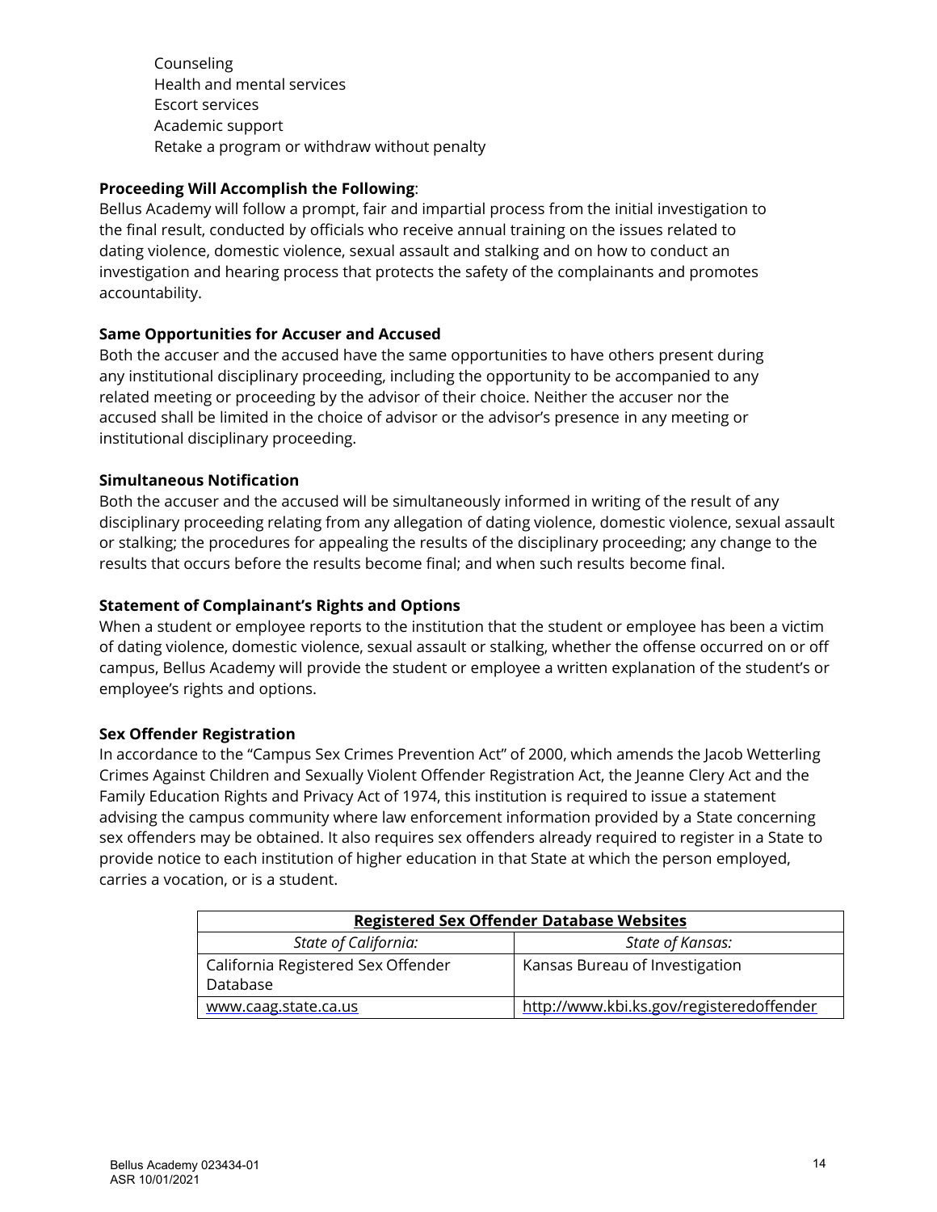Counseling
Health and mental services
Escort services
Academic support
Retake a program or withdraw without penalty

**Proceeding Will Accomplish the Following**:
Bellus Academy will follow a prompt, fair and impartial process from the initial investigation to the final result, conducted by officials who receive annual training on the issues related to dating violence, domestic violence, sexual assault and stalking and on how to conduct an investigation and hearing process that protects the safety of the complainants and promotes accountability.

**Same Opportunities for Accuser and Accused**
Both the accuser and the accused have the same opportunities to have others present during any institutional disciplinary proceeding, including the opportunity to be accompanied to any related meeting or proceeding by the advisor of their choice. Neither the accuser nor the accused shall be limited in the choice of advisor or the advisor's presence in any meeting or institutional disciplinary proceeding.

**Simultaneous Notification**
Both the accuser and the accused will be simultaneously informed in writing of the result of any disciplinary proceeding relating from any allegation of dating violence, domestic violence, sexual assault or stalking; the procedures for appealing the results of the disciplinary proceeding; any change to the results that occurs before the results become final; and when such results become final.

**Statement of Complainant's Rights and Options**
When a student or employee reports to the institution that the student or employee has been a victim of dating violence, domestic violence, sexual assault or stalking, whether the offense occurred on or off campus, Bellus Academy will provide the student or employee a written explanation of the student's or employee's rights and options.

**Sex Offender Registration**
In accordance to the "Campus Sex Crimes Prevention Act" of 2000, which amends the Jacob Wetterling Crimes Against Children and Sexually Violent Offender Registration Act, the Jeanne Clery Act and the Family Education Rights and Privacy Act of 1974, this institution is required to issue a statement advising the campus community where law enforcement information provided by a State concerning sex offenders may be obtained. It also requires sex offenders already required to register in a State to provide notice to each institution of higher education in that State at which the person employed, carries a vocation, or is a student.

| **Registered Sex Offender Database Websites** | |
|---|---|
| *State of California:* | *State of Kansas:* |
| California Registered Sex Offender Database | Kansas Bureau of Investigation |
| www.caag.state.ca.us | http://www.kbi.ks.gov/registeredoffender |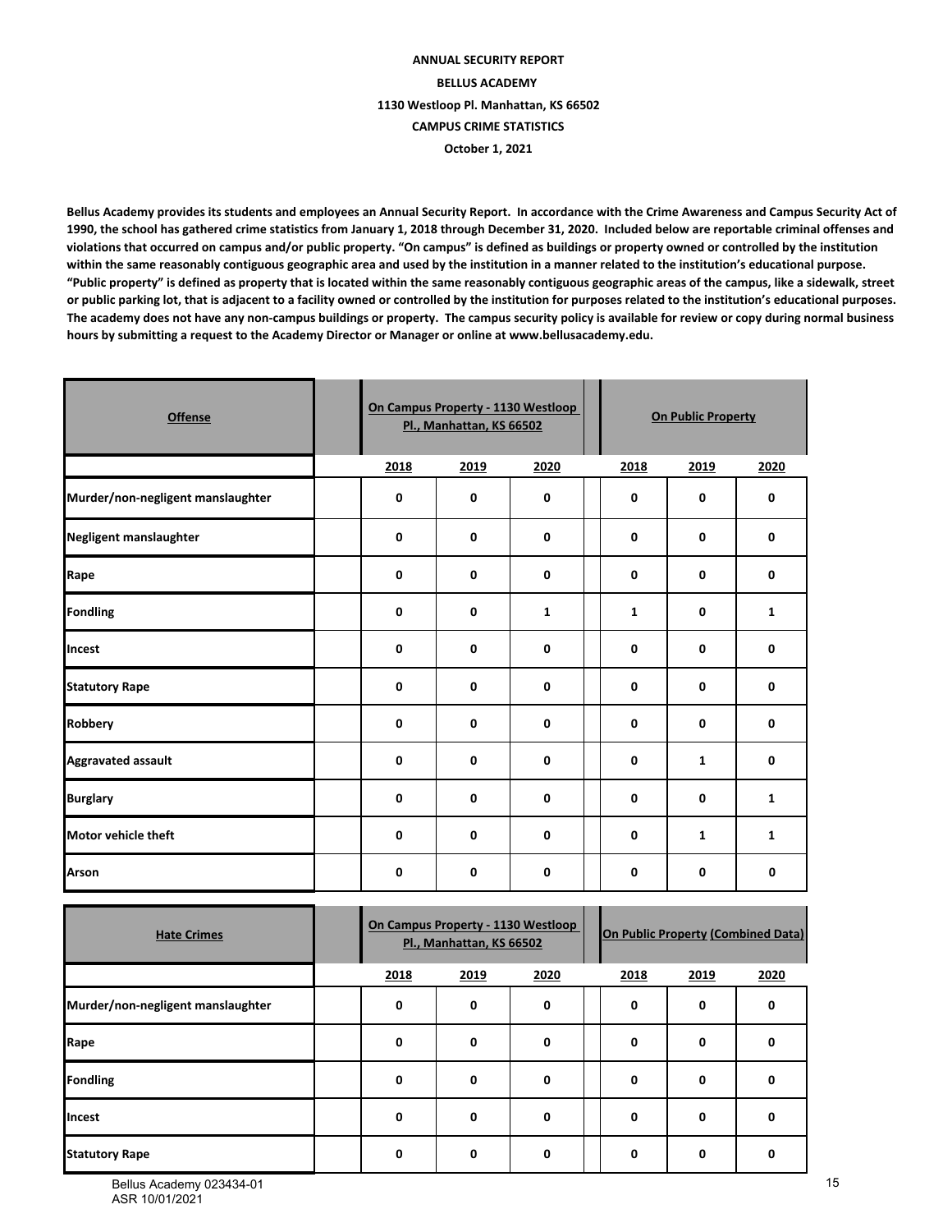**ANNUAL SECURITY REPORT**

**BELLUS ACADEMY**

**1130 Westloop Pl. Manhattan, KS 66502**

**CAMPUS CRIME STATISTICS**

**October 1, 2021**

**Bellus Academy provides its students and employees an Annual Security Report. In accordance with the Crime Awareness and Campus Security Act of 1990, the school has gathered crime statistics from January 1, 2018 through December 31, 2020. Included below are reportable criminal offenses and violations that occurred on campus and/or public property. "On campus" is defined as buildings or property owned or controlled by the institution within the same reasonably contiguous geographic area and used by the institution in a manner related to the institution's educational purpose. "Public property" is defined as property that is located within the same reasonably contiguous geographic areas of the campus, like a sidewalk, street or public parking lot, that is adjacent to a facility owned or controlled by the institution for purposes related to the institution's educational purposes. The academy does not have any non-campus buildings or property. The campus security policy is available for review or copy during normal business hours by submitting a request to the Academy Director or Manager or online at www.bellusacademy.edu.**

| Offense | On Campus Property - 1130 Westloop Pl., Manhattan, KS 66502 | | | On Public Property | | |
|---|---|---|---|---|---|---|
| | 2018 | 2019 | 2020 | 2018 | 2019 | 2020 |
| Murder/non-negligent manslaughter | 0 | 0 | 0 | 0 | 0 | 0 |
| Negligent manslaughter | 0 | 0 | 0 | 0 | 0 | 0 |
| Rape | 0 | 0 | 0 | 0 | 0 | 0 |
| Fondling | 0 | 0 | 1 | 1 | 0 | 1 |
| Incest | 0 | 0 | 0 | 0 | 0 | 0 |
| Statutory Rape | 0 | 0 | 0 | 0 | 0 | 0 |
| Robbery | 0 | 0 | 0 | 0 | 0 | 0 |
| Aggravated assault | 0 | 0 | 0 | 0 | 1 | 0 |
| Burglary | 0 | 0 | 0 | 0 | 0 | 1 |
| Motor vehicle theft | 0 | 0 | 0 | 0 | 1 | 1 |
| Arson | 0 | 0 | 0 | 0 | 0 | 0 |

| Hate Crimes | On Campus Property - 1130 Westloop Pl., Manhattan, KS 66502 | | | On Public Property (Combined Data) | | |
|---|---|---|---|---|---|---|
| | 2018 | 2019 | 2020 | 2018 | 2019 | 2020 |
| Murder/non-negligent manslaughter | 0 | 0 | 0 | 0 | 0 | 0 |
| Rape | 0 | 0 | 0 | 0 | 0 | 0 |
| Fondling | 0 | 0 | 0 | 0 | 0 | 0 |
| Incest | 0 | 0 | 0 | 0 | 0 | 0 |
| Statutory Rape | 0 | 0 | 0 | 0 | 0 | 0 |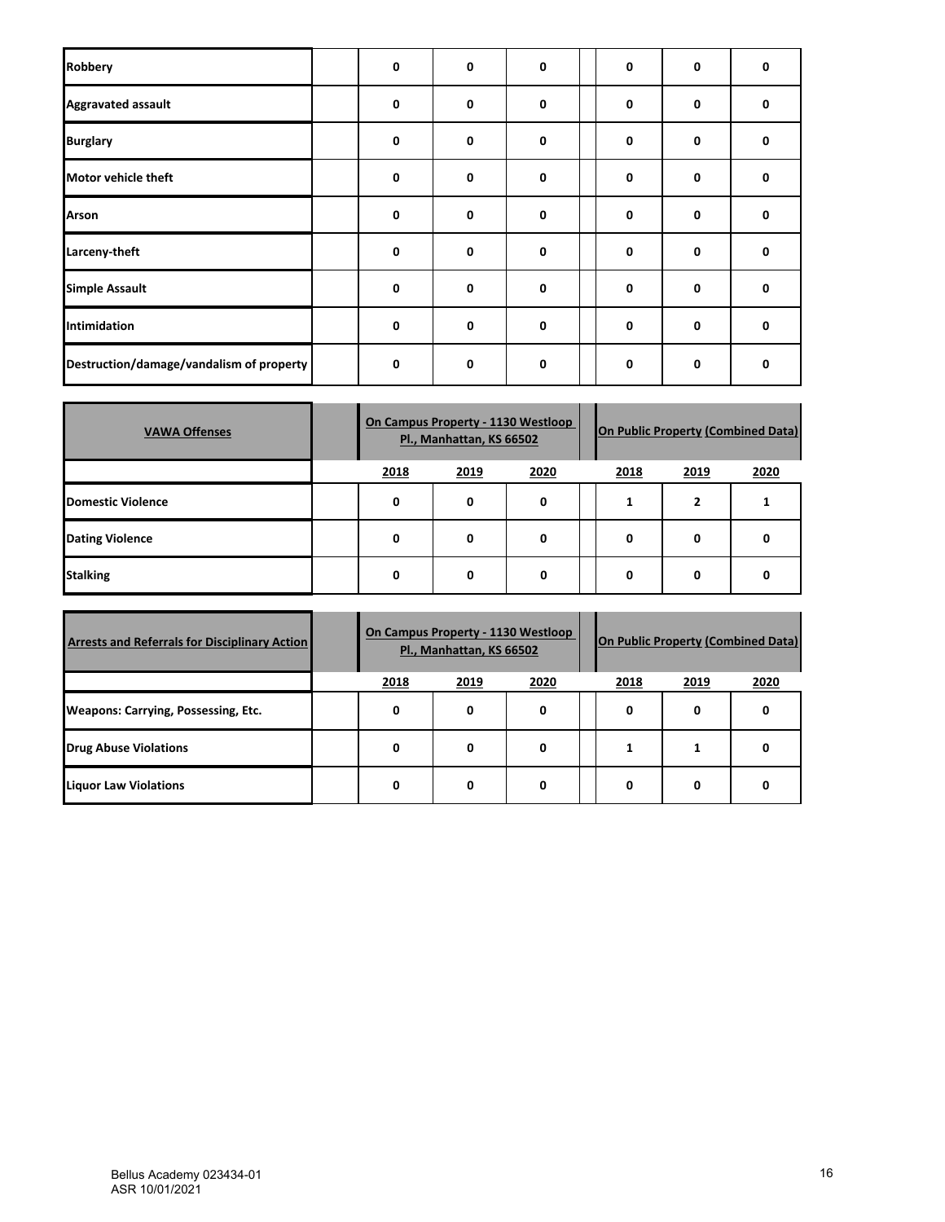| | | | | | | | |
|---|---|---|---|---|---|---|---|
| **Robbery** | | **0** | **0** | **0** | **0** | **0** | **0** |
| **Aggravated assault** | | **0** | **0** | **0** | **0** | **0** | **0** |
| **Burglary** | | **0** | **0** | **0** | **0** | **0** | **0** |
| **Motor vehicle theft** | | **0** | **0** | **0** | **0** | **0** | **0** |
| **Arson** | | **0** | **0** | **0** | **0** | **0** | **0** |
| **Larceny-theft** | | **0** | **0** | **0** | **0** | **0** | **0** |
| **Simple Assault** | | **0** | **0** | **0** | **0** | **0** | **0** |
| **Intimidation** | | **0** | **0** | **0** | **0** | **0** | **0** |
| **Destruction/damage/vandalism of property** | | **0** | **0** | **0** | **0** | **0** | **0** |

| **VAWA Offenses** | | **On Campus Property - 1130 Westloop Pl., Manhattan, KS 66502** | | | **On Public Property (Combined Data)** | | |
|---|---|---|---|---|---|---|---|
| | | **2018** | **2019** | **2020** | **2018** | **2019** | **2020** |
| **Domestic Violence** | | **0** | **0** | **0** | **1** | **2** | **1** |
| **Dating Violence** | | **0** | **0** | **0** | **0** | **0** | **0** |
| **Stalking** | | **0** | **0** | **0** | **0** | **0** | **0** |

| **Arrests and Referrals for Disciplinary Action** | | **On Campus Property - 1130 Westloop Pl., Manhattan, KS 66502** | | | **On Public Property (Combined Data)** | | |
|---|---|---|---|---|---|---|---|
| | | **2018** | **2019** | **2020** | **2018** | **2019** | **2020** |
| **Weapons: Carrying, Possessing, Etc.** | | **0** | **0** | **0** | **0** | **0** | **0** |
| **Drug Abuse Violations** | | **0** | **0** | **0** | **1** | **1** | **0** |
| **Liquor Law Violations** | | **0** | **0** | **0** | **0** | **0** | **0** |